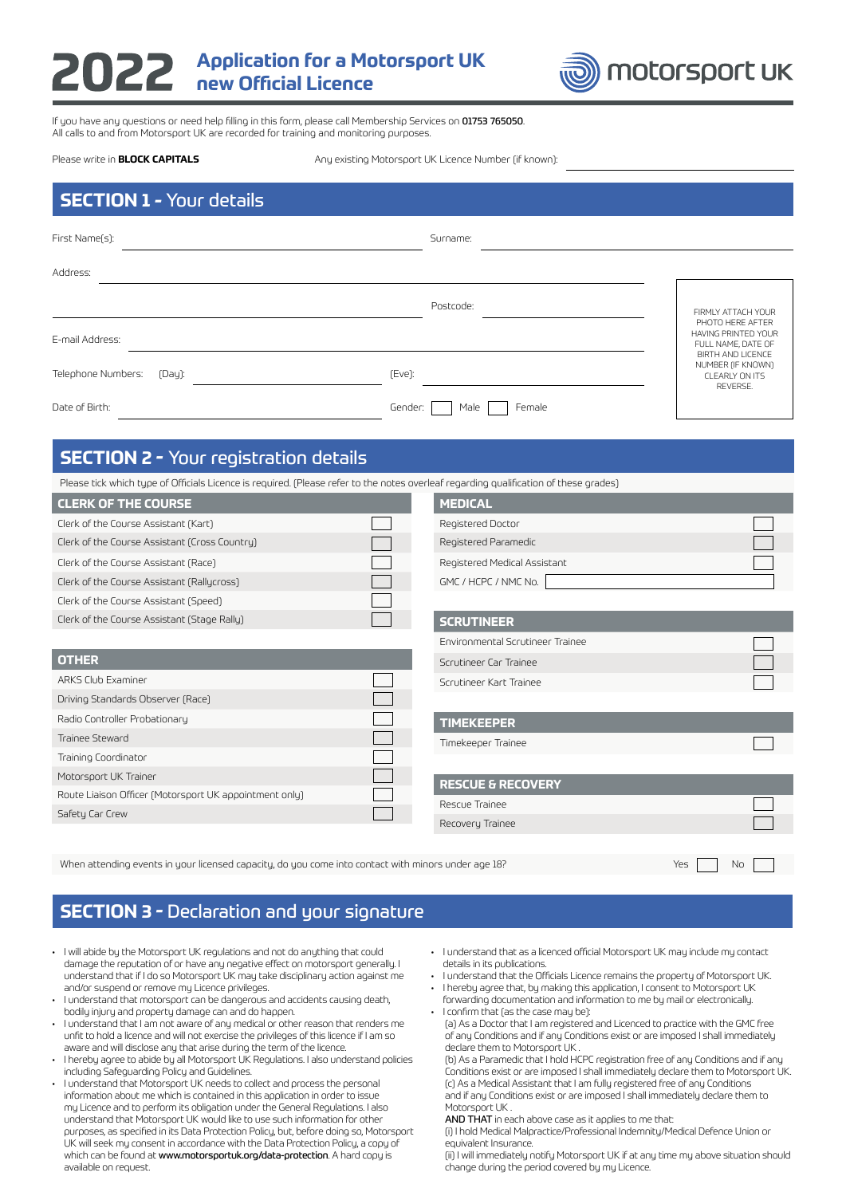# 2022 Application for a Motorsport UK new Official Licence

motorsport UK

If you have any questions or need help filling in this form, please call Membership Services on **01753 765050**.
All calls to and from Motorsport UK are recorded for training and monitoring purposes.

Please write in **BLOCK CAPITALS**

Any existing Motorsport UK Licence Number (if known): ____________

## SECTION 1 - Your details

First Name(s): ____________ Surname: ____________

Address: ____________

____________ Postcode: ____________

E-mail Address: ____________

Telephone Numbers: (Day): ____________ (Eve): ____________

Date of Birth: ____________ Gender: ☐ Male ☐ Female

FIRMLY ATTACH YOUR PHOTO HERE AFTER HAVING PRINTED YOUR FULL NAME, DATE OF BIRTH AND LICENCE NUMBER (IF KNOWN) CLEARLY ON ITS REVERSE.

## SECTION 2 - Your registration details

Please tick which type of Officials Licence is required. (Please refer to the notes overleaf regarding qualification of these grades)

| CLERK OF THE COURSE | |
|---|---|
| Clerk of the Course Assistant (Kart) | ☐ |
| Clerk of the Course Assistant (Cross Country) | ☐ |
| Clerk of the Course Assistant (Race) | ☐ |
| Clerk of the Course Assistant (Rallycross) | ☐ |
| Clerk of the Course Assistant (Speed) | ☐ |
| Clerk of the Course Assistant (Stage Rally) | ☐ |

| OTHER | |
|---|---|
| ARKS Club Examiner | ☐ |
| Driving Standards Observer (Race) | ☐ |
| Radio Controller Probationary | ☐ |
| Trainee Steward | ☐ |
| Training Coordinator | ☐ |
| Motorsport UK Trainer | ☐ |
| Route Liaison Officer (Motorsport UK appointment only) | ☐ |
| Safety Car Crew | ☐ |

| MEDICAL | |
|---|---|
| Registered Doctor | ☐ |
| Registered Paramedic | ☐ |
| Registered Medical Assistant | ☐ |
| GMC / HCPC / NMC No. | ____________ |

| SCRUTINEER | |
|---|---|
| Environmental Scrutineer Trainee | ☐ |
| Scrutineer Car Trainee | ☐ |
| Scrutineer Kart Trainee | ☐ |

| TIMEKEEPER | |
|---|---|
| Timekeeper Trainee | ☐ |

| RESCUE & RECOVERY | |
|---|---|
| Rescue Trainee | ☐ |
| Recovery Trainee | ☐ |

When attending events in your licensed capacity, do you come into contact with minors under age 18? Yes ☐ No ☐

## SECTION 3 - Declaration and your signature

- I will abide by the Motorsport UK regulations and not do anything that could damage the reputation of or have any negative effect on motorsport generally. I understand that if I do so Motorsport UK may take disciplinary action against me and/or suspend or remove my Licence privileges.
- I understand that motorsport can be dangerous and accidents causing death, bodily injury and property damage can and do happen.
- I understand that I am not aware of any medical or other reason that renders me unfit to hold a licence and will not exercise the privileges of this licence if I am so aware and will disclose any that arise during the term of the licence.
- I hereby agree to abide by all Motorsport UK Regulations. I also understand policies including Safeguarding Policy and Guidelines.
- I understand that Motorsport UK needs to collect and process the personal information about me which is contained in this application in order to issue my Licence and to perform its obligation under the General Regulations. I also understand that Motorsport UK would like to use such information for other purposes, as specified in its Data Protection Policy, but, before doing so, Motorsport UK will seek my consent in accordance with the Data Protection Policy, a copy of which can be found at **www.motorsportuk.org/data-protection**. A hard copy is available on request.
- I understand that as a licenced official Motorsport UK may include my contact details in its publications.
- I understand that the Officials Licence remains the property of Motorsport UK.
- I hereby agree that, by making this application, I consent to Motorsport UK forwarding documentation and information to me by mail or electronically.
- I confirm that (as the case may be):
  (a) As a Doctor that I am registered and Licenced to practice with the GMC free of any Conditions and if any Conditions exist or are imposed I shall immediately declare them to Motorsport UK .
  (b) As a Paramedic that I hold HCPC registration free of any Conditions and if any Conditions exist or are imposed I shall immediately declare them to Motorsport UK.
  (c) As a Medical Assistant that I am fully registered free of any Conditions and if any Conditions exist or are imposed I shall immediately declare them to Motorsport UK .
  AND THAT in each above case as it applies to me that:
  (i) I hold Medical Malpractice/Professional Indemnity/Medical Defence Union or equivalent Insurance.
  (ii) I will immediately notify Motorsport UK if at any time my above situation should change during the period covered by my Licence.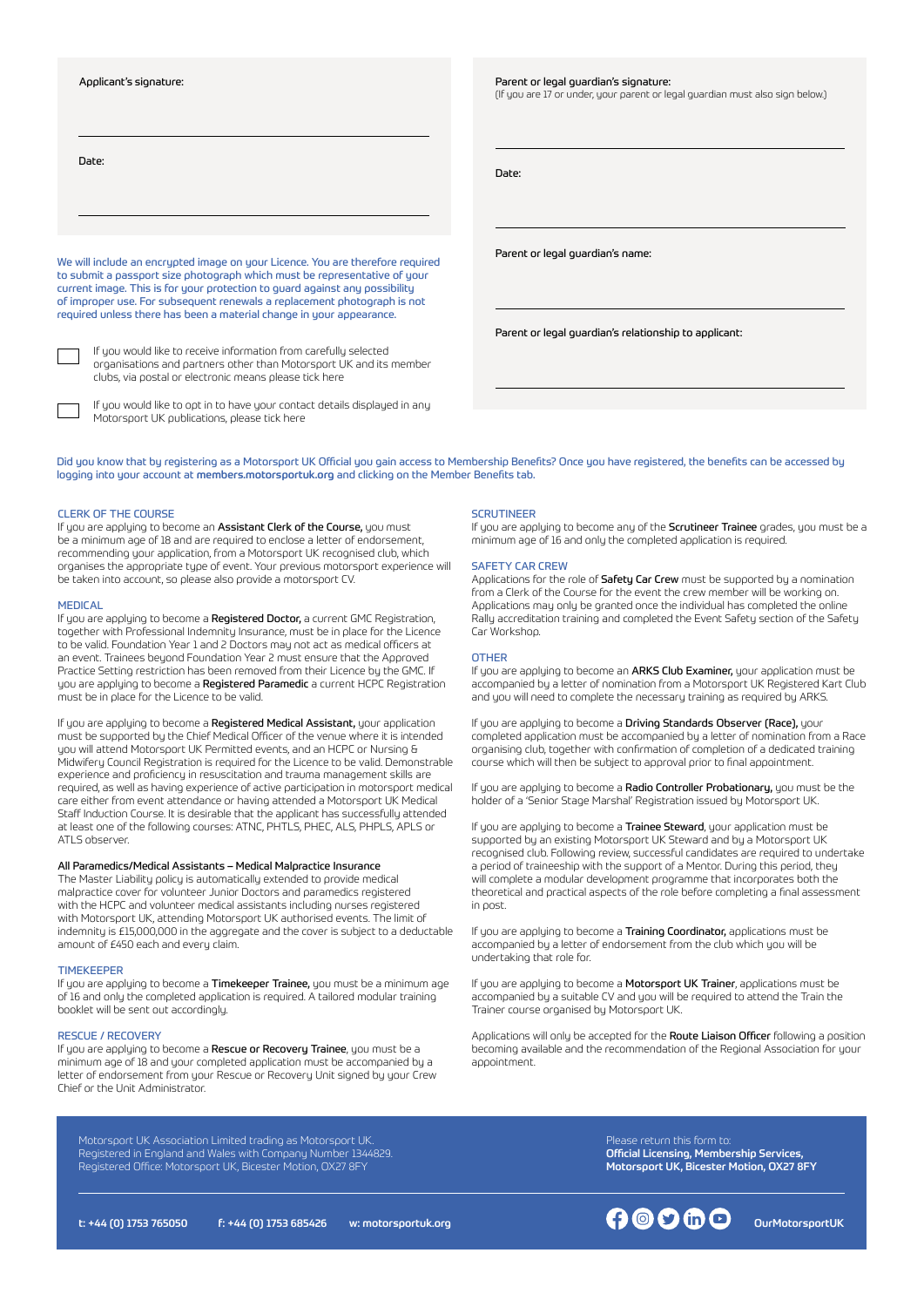Applicant's signature:

Date:

We will include an encrypted image on your Licence. You are therefore required to submit a passport size photograph which must be representative of your current image. This is for your protection to guard against any possibility of improper use. For subsequent renewals a replacement photograph is not required unless there has been a material change in your appearance.

☐ If you would like to receive information from carefully selected organisations and partners other than Motorsport UK and its member clubs, via postal or electronic means please tick here

☐ If you would like to opt in to have your contact details displayed in any Motorsport UK publications, please tick here

Parent or legal guardian's signature:
(If you are 17 or under, your parent or legal guardian must also sign below.)

Date:

Parent or legal guardian's name:

Parent or legal guardian's relationship to applicant:

Did you know that by registering as a Motorsport UK Official you gain access to Membership Benefits? Once you have registered, the benefits can be accessed by logging into your account at **members.motorsportuk.org** and clicking on the Member Benefits tab.

## CLERK OF THE COURSE

If you are applying to become an **Assistant Clerk of the Course,** you must be a minimum age of 18 and are required to enclose a letter of endorsement, recommending your application, from a Motorsport UK recognised club, which organises the appropriate type of event. Your previous motorsport experience will be taken into account, so please also provide a motorsport CV.

## MEDICAL

If you are applying to become a **Registered Doctor,** a current GMC Registration, together with Professional Indemnity Insurance, must be in place for the Licence to be valid. Foundation Year 1 and 2 Doctors may not act as medical officers at an event. Trainees beyond Foundation Year 2 must ensure that the Approved Practice Setting restriction has been removed from their Licence by the GMC. If you are applying to become a **Registered Paramedic** a current HCPC Registration must be in place for the Licence to be valid.

If you are applying to become a **Registered Medical Assistant,** your application must be supported by the Chief Medical Officer of the venue where it is intended you will attend Motorsport UK Permitted events, and an HCPC or Nursing & Midwifery Council Registration is required for the Licence to be valid. Demonstrable experience and proficiency in resuscitation and trauma management skills are required, as well as having experience of active participation in motorsport medical care either from event attendance or having attended a Motorsport UK Medical Staff Induction Course. It is desirable that the applicant has successfully attended at least one of the following courses: ATNC, PHTLS, PHEC, ALS, PHPLS, APLS or ATLS observer.

**All Paramedics/Medical Assistants – Medical Malpractice Insurance**
The Master Liability policy is automatically extended to provide medical malpractice cover for volunteer Junior Doctors and paramedics registered with the HCPC and volunteer medical assistants including nurses registered with Motorsport UK, attending Motorsport UK authorised events. The limit of indemnity is £15,000,000 in the aggregate and the cover is subject to a deductable amount of £450 each and every claim.

## TIMEKEEPER

If you are applying to become a **Timekeeper Trainee,** you must be a minimum age of 16 and only the completed application is required. A tailored modular training booklet will be sent out accordingly.

## RESCUE / RECOVERY

If you are applying to become a **Rescue or Recovery Trainee**, you must be a minimum age of 18 and your completed application must be accompanied by a letter of endorsement from your Rescue or Recovery Unit signed by your Crew Chief or the Unit Administrator.

## SCRUTINEER

If you are applying to become any of the **Scrutineer Trainee** grades, you must be a minimum age of 18 and only the completed application is required.

## SAFETY CAR CREW

Applications for the role of **Safety Car Crew** must be supported by a nomination from a Clerk of the Course for the event the crew member will be working on. Applications may only be granted once the individual has completed the online Rally accreditation training and completed the Event Safety section of the Safety Car Workshop.

## OTHER

If you are applying to become an **ARKS Club Examiner,** your application must be accompanied by a letter of nomination from a Motorsport UK Registered Kart Club and you will need to complete the necessary training as required by ARKS.

If you are applying to become a **Driving Standards Observer (Race),** your completed application must be accompanied by a letter of nomination from a Race organising club, together with confirmation of completion of a dedicated training course which will then be subject to approval prior to final appointment.

If you are applying to become a **Radio Controller Probationary,** you must be the holder of a 'Senior Stage Marshal' Registration issued by Motorsport UK.

If you are applying to become a **Trainee Steward**, your application must be supported by an existing Motorsport UK Steward and by a Motorsport UK recognised club. Following review, successful candidates are required to undertake a period of traineeship with the support of a Mentor. During this period, they will complete a modular development programme that incorporates both the theoretical and practical aspects of the role before completing a final assessment in post.

If you are applying to become a **Training Coordinator,** applications must be accompanied by a letter of endorsement from the club which you will be undertaking that role for.

If you are applying to become a **Motorsport UK Trainer**, applications must be accompanied by a suitable CV and you will be required to attend the Train the Trainer course organised by Motorsport UK.

Applications will only be accepted for the **Route Liaison Officer** following a position becoming available and the recommendation of the Regional Association for your appointment.

Motorsport UK Association Limited trading as Motorsport UK.
Registered in England and Wales with Company Number 1344829.
Registered Office: Motorsport UK, Bicester Motion, OX27 8FY

Please return this form to:
**Official Licensing, Membership Services,**
**Motorsport UK, Bicester Motion, OX27 8FY**

**t: +44 (0) 1753 765050** **f: +44 (0) 1753 685426** **w: motorsportuk.org** **OurMotorsportUK**